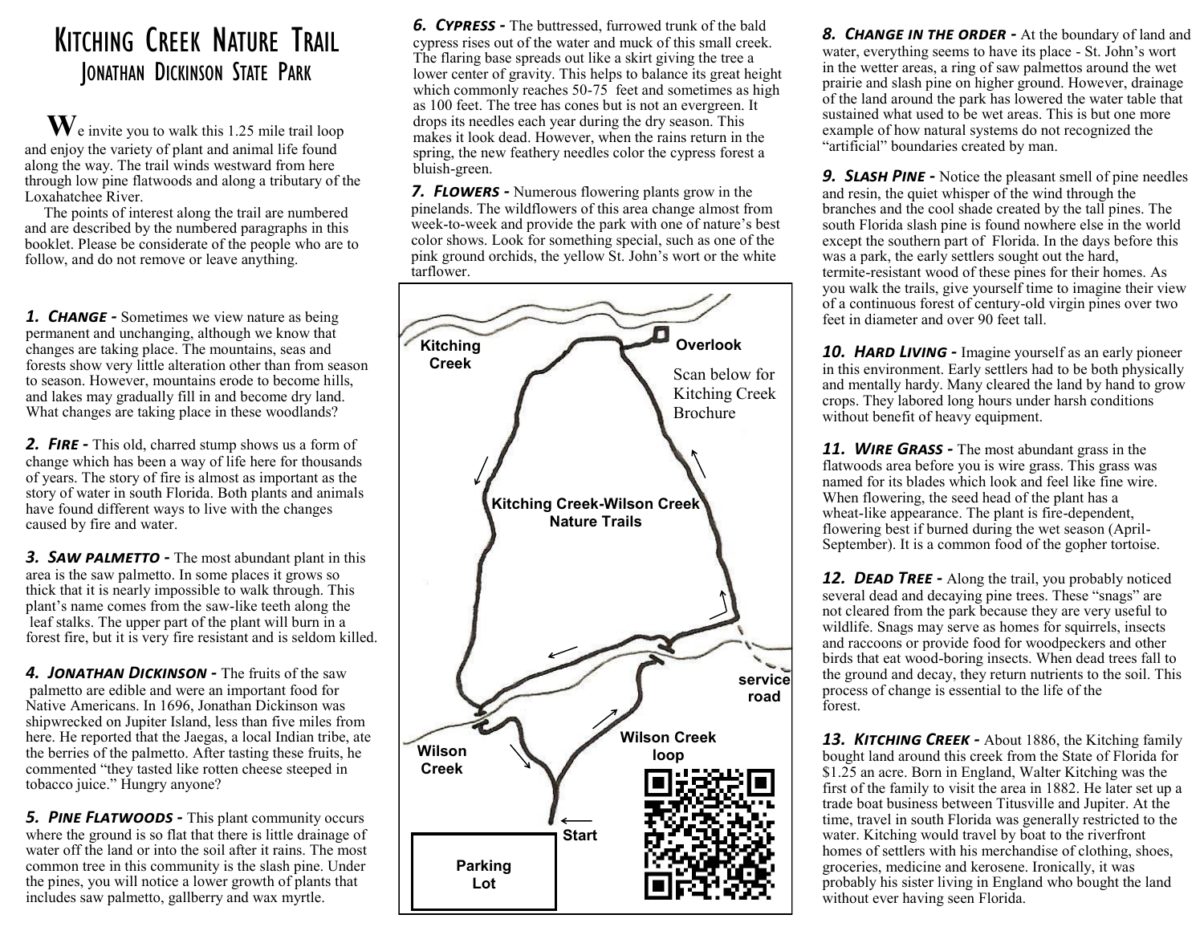# Kitching Creek Nature Trail

## Jonathan Dickinson State Park

We invite you to walk this 1.25 mile trail loop and enjoy the variety of plant and animal life found along the way. The trail winds westward from here through low pine flatwoods and along a tributary of the Loxahatchee River.

The points of interest along the trail are numbered and are described by the numbered paragraphs in this booklet. Please be considerate of the people who are to follow, and do not remove or leave anything.

***1. Change -*** Sometimes we view nature as being permanent and unchanging, although we know that changes are taking place. The mountains, seas and forests show very little alteration other than from season to season. However, mountains erode to become hills, and lakes may gradually fill in and become dry land. What changes are taking place in these woodlands?

***2. Fire -*** This old, charred stump shows us a form of change which has been a way of life here for thousands of years. The story of fire is almost as important as the story of water in south Florida. Both plants and animals have found different ways to live with the changes caused by fire and water.

***3. Saw palmetto -*** The most abundant plant in this area is the saw palmetto. In some places it grows so thick that it is nearly impossible to walk through. This plant's name comes from the saw-like teeth along the leaf stalks. The upper part of the plant will burn in a forest fire, but it is very fire resistant and is seldom killed.

***4. Jonathan Dickinson -*** The fruits of the saw palmetto are edible and were an important food for Native Americans. In 1696, Jonathan Dickinson was shipwrecked on Jupiter Island, less than five miles from here. He reported that the Jaegas, a local Indian tribe, ate the berries of the palmetto. After tasting these fruits, he commented "they tasted like rotten cheese steeped in tobacco juice." Hungry anyone?

***5. Pine Flatwoods -*** This plant community occurs where the ground is so flat that there is little drainage of water off the land or into the soil after it rains. The most common tree in this community is the slash pine. Under the pines, you will notice a lower growth of plants that includes saw palmetto, gallberry and wax myrtle.

***6. Cypress -*** The buttressed, furrowed trunk of the bald cypress rises out of the water and muck of this small creek. The flaring base spreads out like a skirt giving the tree a lower center of gravity. This helps to balance its great height which commonly reaches 50-75 feet and sometimes as high as 100 feet. The tree has cones but is not an evergreen. It drops its needles each year during the dry season. This makes it look dead. However, when the rains return in the spring, the new feathery needles color the cypress forest a bluish-green.

***7. Flowers -*** Numerous flowering plants grow in the pinelands. The wildflowers of this area change almost from week-to-week and provide the park with one of nature's best color shows. Look for something special, such as one of the pink ground orchids, the yellow St. John's wort or the white tarflower.

Kitching Creek | Overlook | Scan below for Kitching Creek Brochure | Kitching Creek-Wilson Creek Nature Trails | service road | Wilson Creek | Wilson Creek loop | Start | Parking Lot

***8. Change in the order -*** At the boundary of land and water, everything seems to have its place - St. John's wort in the wetter areas, a ring of saw palmettos around the wet prairie and slash pine on higher ground. However, drainage of the land around the park has lowered the water table that sustained what used to be wet areas. This is but one more example of how natural systems do not recognized the "artificial" boundaries created by man.

***9. Slash Pine -*** Notice the pleasant smell of pine needles and resin, the quiet whisper of the wind through the branches and the cool shade created by the tall pines. The south Florida slash pine is found nowhere else in the world except the southern part of Florida. In the days before this was a park, the early settlers sought out the hard, termite-resistant wood of these pines for their homes. As you walk the trails, give yourself time to imagine their view of a continuous forest of century-old virgin pines over two feet in diameter and over 90 feet tall.

***10. Hard Living -*** Imagine yourself as an early pioneer in this environment. Early settlers had to be both physically and mentally hardy. Many cleared the land by hand to grow crops. They labored long hours under harsh conditions without benefit of heavy equipment.

***11. Wire Grass -*** The most abundant grass in the flatwoods area before you is wire grass. This grass was named for its blades which look and feel like fine wire. When flowering, the seed head of the plant has a wheat-like appearance. The plant is fire-dependent, flowering best if burned during the wet season (April-September). It is a common food of the gopher tortoise.

***12. Dead Tree -*** Along the trail, you probably noticed several dead and decaying pine trees. These "snags" are not cleared from the park because they are very useful to wildlife. Snags may serve as homes for squirrels, insects and raccoons or provide food for woodpeckers and other birds that eat wood-boring insects. When dead trees fall to the ground and decay, they return nutrients to the soil. This process of change is essential to the life of the forest.

***13. Kitching Creek -*** About 1886, the Kitching family bought land around this creek from the State of Florida for $1.25 an acre. Born in England, Walter Kitching was the first of the family to visit the area in 1882. He later set up a trade boat business between Titusville and Jupiter. At the time, travel in south Florida was generally restricted to the water. Kitching would travel by boat to the riverfront homes of settlers with his merchandise of clothing, shoes, groceries, medicine and kerosene. Ironically, it was probably his sister living in England who bought the land without ever having seen Florida.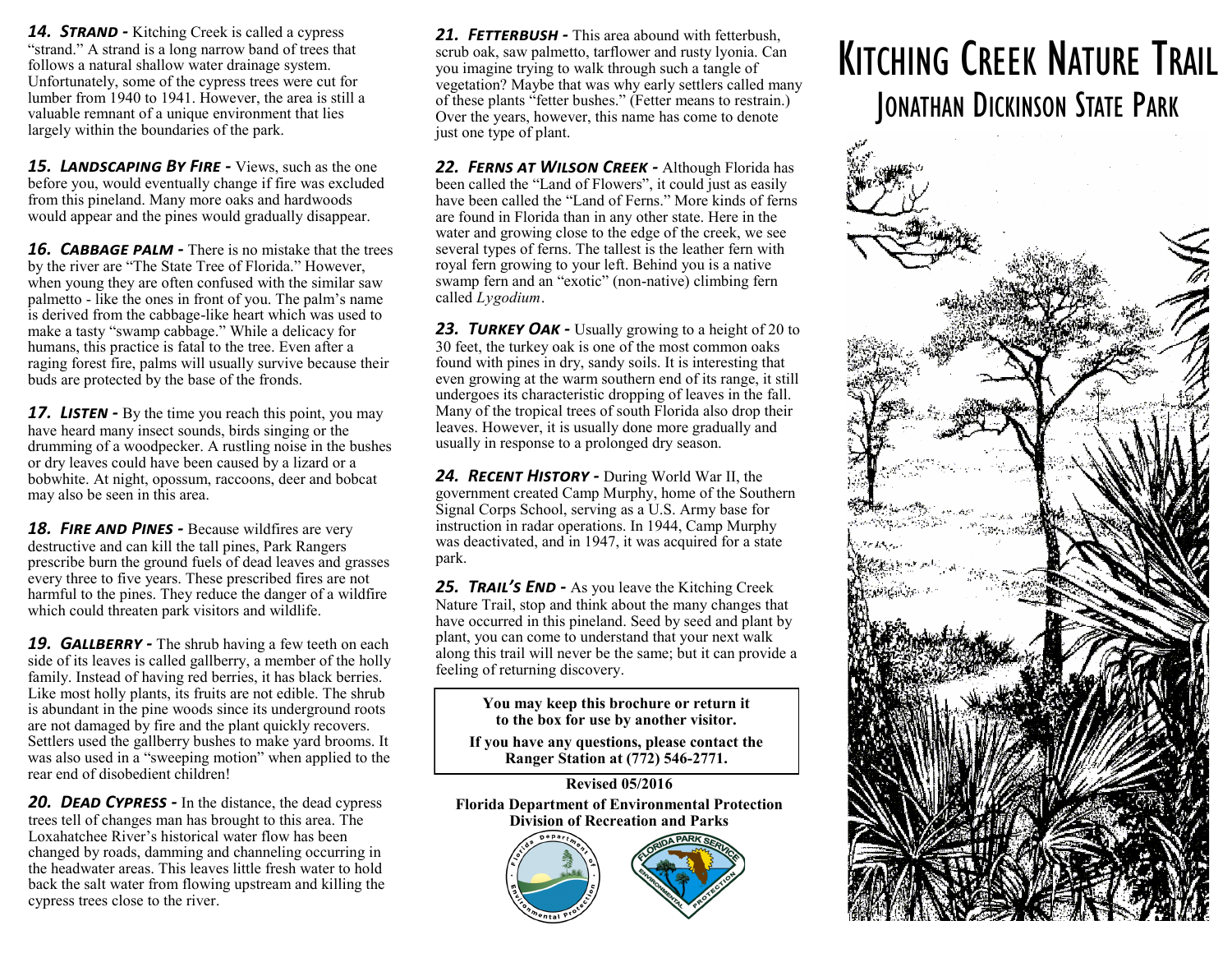***14. Strand -*** Kitching Creek is called a cypress "strand." A strand is a long narrow band of trees that follows a natural shallow water drainage system. Unfortunately, some of the cypress trees were cut for lumber from 1940 to 1941. However, the area is still a valuable remnant of a unique environment that lies largely within the boundaries of the park.

***15. Landscaping By Fire -*** Views, such as the one before you, would eventually change if fire was excluded from this pineland. Many more oaks and hardwoods would appear and the pines would gradually disappear.

***16. Cabbage Palm -*** There is no mistake that the trees by the river are "The State Tree of Florida." However, when young they are often confused with the similar saw palmetto - like the ones in front of you. The palm's name is derived from the cabbage-like heart which was used to make a tasty "swamp cabbage." While a delicacy for humans, this practice is fatal to the tree. Even after a raging forest fire, palms will usually survive because their buds are protected by the base of the fronds.

***17. Listen -*** By the time you reach this point, you may have heard many insect sounds, birds singing or the drumming of a woodpecker. A rustling noise in the bushes or dry leaves could have been caused by a lizard or a bobwhite. At night, opossum, raccoons, deer and bobcat may also be seen in this area.

***18. Fire and Pines -*** Because wildfires are very destructive and can kill the tall pines, Park Rangers prescribe burn the ground fuels of dead leaves and grasses every three to five years. These prescribed fires are not harmful to the pines. They reduce the danger of a wildfire which could threaten park visitors and wildlife.

***19. Gallberry -*** The shrub having a few teeth on each side of its leaves is called gallberry, a member of the holly family. Instead of having red berries, it has black berries. Like most holly plants, its fruits are not edible. The shrub is abundant in the pine woods since its underground roots are not damaged by fire and the plant quickly recovers. Settlers used the gallberry bushes to make yard brooms. It was also used in a "sweeping motion" when applied to the rear end of disobedient children!

***20. Dead Cypress -*** In the distance, the dead cypress trees tell of changes man has brought to this area. The Loxahatchee River's historical water flow has been changed by roads, damming and channeling occurring in the headwater areas. This leaves little fresh water to hold back the salt water from flowing upstream and killing the cypress trees close to the river.

***21. Fetterbush -*** This area abound with fetterbush, scrub oak, saw palmetto, tarflower and rusty lyonia. Can you imagine trying to walk through such a tangle of vegetation? Maybe that was why early settlers called many of these plants "fetter bushes." (Fetter means to restrain.) Over the years, however, this name has come to denote just one type of plant.

***22. Ferns at Wilson Creek -*** Although Florida has been called the "Land of Flowers", it could just as easily have been called the "Land of Ferns." More kinds of ferns are found in Florida than in any other state. Here in the water and growing close to the edge of the creek, we see several types of ferns. The tallest is the leather fern with royal fern growing to your left. Behind you is a native swamp fern and an "exotic" (non-native) climbing fern called *Lygodium*.

***23. Turkey Oak -*** Usually growing to a height of 20 to 30 feet, the turkey oak is one of the most common oaks found with pines in dry, sandy soils. It is interesting that even growing at the warm southern end of its range, it still undergoes its characteristic dropping of leaves in the fall. Many of the tropical trees of south Florida also drop their leaves. However, it is usually done more gradually and usually in response to a prolonged dry season.

***24. Recent History -*** During World War II, the government created Camp Murphy, home of the Southern Signal Corps School, serving as a U.S. Army base for instruction in radar operations. In 1944, Camp Murphy was deactivated, and in 1947, it was acquired for a state park.

***25. Trail's End -*** As you leave the Kitching Creek Nature Trail, stop and think about the many changes that have occurred in this pineland. Seed by seed and plant by plant, you can come to understand that your next walk along this trail will never be the same; but it can provide a feeling of returning discovery.

**You may keep this brochure or return it to the box for use by another visitor.**

**If you have any questions, please contact the Ranger Station at (772) 546-2771.**

**Revised 05/2016**

**Florida Department of Environmental Protection**
**Division of Recreation and Parks**

# Kitching Creek Nature Trail

## Jonathan Dickinson State Park